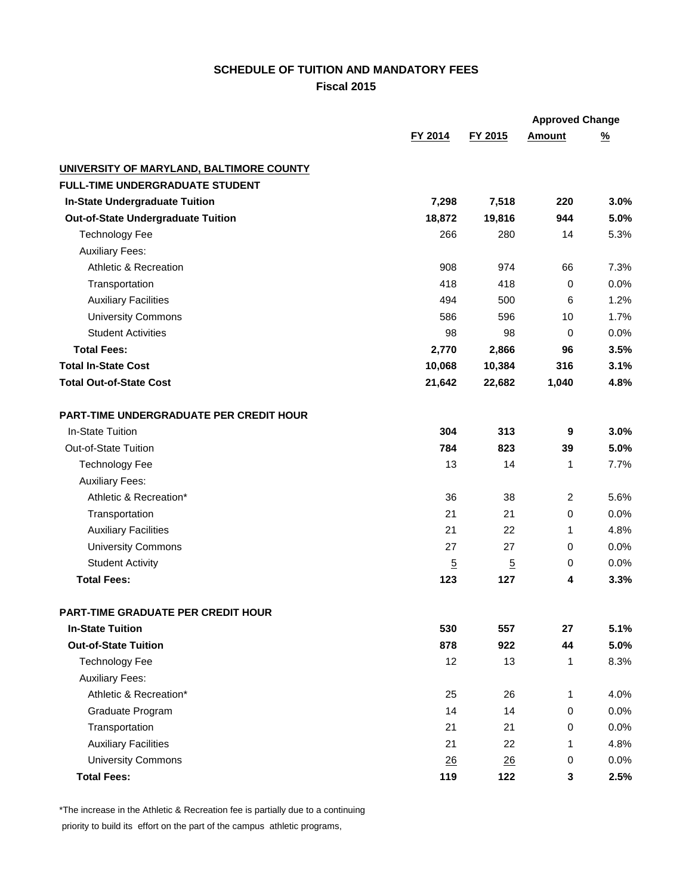## SCHEDULE OF TUITION AND MANDATORY FEES

### Fiscal 2015

| | FY 2014 | FY 2015 | Approved Change Amount | Approved Change % |
|---|---|---|---|---|
| **UNIVERSITY OF MARYLAND, BALTIMORE COUNTY** | | | | |
| **FULL-TIME UNDERGRADUATE STUDENT** | | | | |
| **In-State Undergraduate Tuition** | **7,298** | **7,518** | **220** | **3.0%** |
| **Out-of-State Undergraduate Tuition** | **18,872** | **19,816** | **944** | **5.0%** |
| Technology Fee | 266 | 280 | 14 | 5.3% |
| Auxiliary Fees: | | | | |
| Athletic & Recreation | 908 | 974 | 66 | 7.3% |
| Transportation | 418 | 418 | 0 | 0.0% |
| Auxiliary Facilities | 494 | 500 | 6 | 1.2% |
| University Commons | 586 | 596 | 10 | 1.7% |
| Student Activities | 98 | 98 | 0 | 0.0% |
| **Total Fees:** | **2,770** | **2,866** | **96** | **3.5%** |
| **Total In-State Cost** | **10,068** | **10,384** | **316** | **3.1%** |
| **Total Out-of-State Cost** | **21,642** | **22,682** | **1,040** | **4.8%** |
| **PART-TIME UNDERGRADUATE PER CREDIT HOUR** | | | | |
| In-State Tuition | **304** | **313** | **9** | **3.0%** |
| Out-of-State Tuition | **784** | **823** | **39** | **5.0%** |
| Technology Fee | 13 | 14 | 1 | 7.7% |
| Auxiliary Fees: | | | | |
| Athletic & Recreation* | 36 | 38 | 2 | 5.6% |
| Transportation | 21 | 21 | 0 | 0.0% |
| Auxiliary Facilities | 21 | 22 | 1 | 4.8% |
| University Commons | 27 | 27 | 0 | 0.0% |
| Student Activity | 5 | 5 | 0 | 0.0% |
| **Total Fees:** | **123** | **127** | **4** | **3.3%** |
| **PART-TIME GRADUATE PER CREDIT HOUR** | | | | |
| **In-State Tuition** | **530** | **557** | **27** | **5.1%** |
| **Out-of-State Tuition** | **878** | **922** | **44** | **5.0%** |
| Technology Fee | 12 | 13 | 1 | 8.3% |
| Auxiliary Fees: | | | | |
| Athletic & Recreation* | 25 | 26 | 1 | 4.0% |
| Graduate Program | 14 | 14 | 0 | 0.0% |
| Transportation | 21 | 21 | 0 | 0.0% |
| Auxiliary Facilities | 21 | 22 | 1 | 4.8% |
| University Commons | 26 | 26 | 0 | 0.0% |
| **Total Fees:** | **119** | **122** | **3** | **2.5%** |

*The increase in the Athletic & Recreation fee is partially due to a continuing priority to build its effort on the part of the campus athletic programs,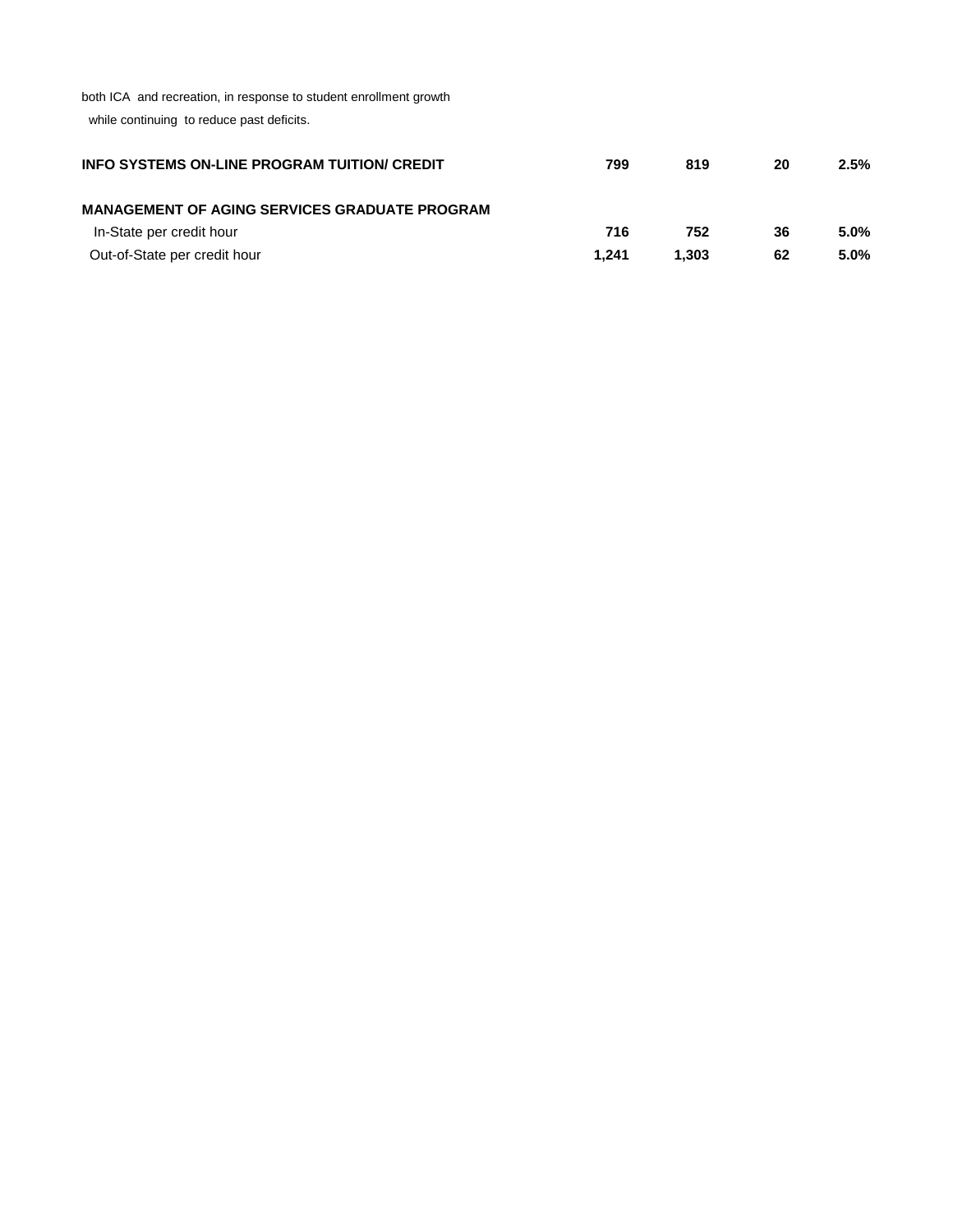both ICA and recreation, in response to student enrollment growth
while continuing to reduce past deficits.

| | | | | |
|---|---|---|---|---|
| **INFO SYSTEMS ON-LINE PROGRAM TUITION/ CREDIT** | **799** | **819** | **20** | **2.5%** |
| | | | | |
| **MANAGEMENT OF AGING SERVICES GRADUATE PROGRAM** | | | | |
| In-State per credit hour | **716** | **752** | **36** | **5.0%** |
| Out-of-State per credit hour | **1,241** | **1,303** | **62** | **5.0%** |